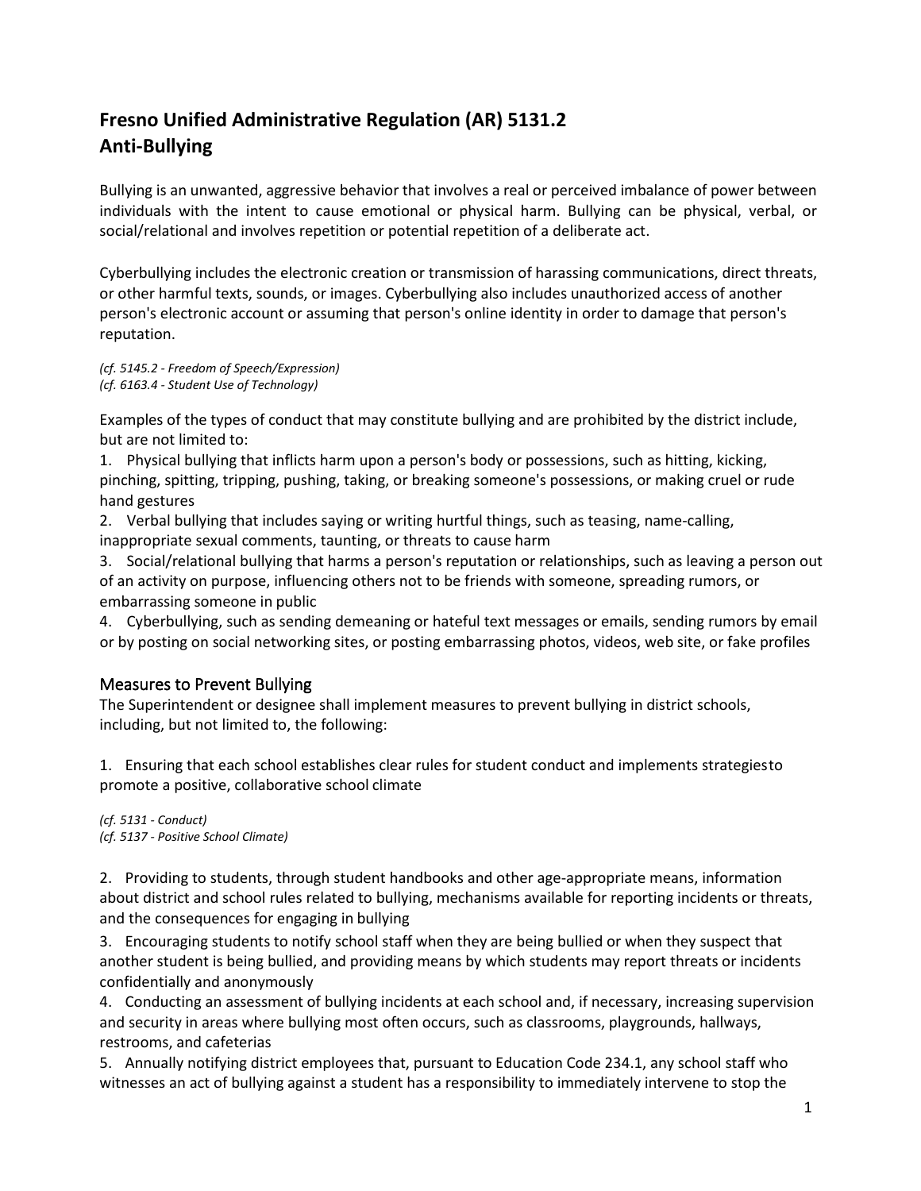# Fresno Unified Administrative Regulation (AR) 5131.2
# Anti-Bullying

Bullying is an unwanted, aggressive behavior that involves a real or perceived imbalance of power between individuals with the intent to cause emotional or physical harm. Bullying can be physical, verbal, or social/relational and involves repetition or potential repetition of a deliberate act.

Cyberbullying includes the electronic creation or transmission of harassing communications, direct threats, or other harmful texts, sounds, or images. Cyberbullying also includes unauthorized access of another person's electronic account or assuming that person's online identity in order to damage that person's reputation.

*(cf. 5145.2 - Freedom of Speech/Expression)*
*(cf. 6163.4 - Student Use of Technology)*

Examples of the types of conduct that may constitute bullying and are prohibited by the district include, but are not limited to:

1. Physical bullying that inflicts harm upon a person's body or possessions, such as hitting, kicking, pinching, spitting, tripping, pushing, taking, or breaking someone's possessions, or making cruel or rude hand gestures
2. Verbal bullying that includes saying or writing hurtful things, such as teasing, name-calling, inappropriate sexual comments, taunting, or threats to cause harm
3. Social/relational bullying that harms a person's reputation or relationships, such as leaving a person out of an activity on purpose, influencing others not to be friends with someone, spreading rumors, or embarrassing someone in public
4. Cyberbullying, such as sending demeaning or hateful text messages or emails, sending rumors by email or by posting on social networking sites, or posting embarrassing photos, videos, web site, or fake profiles

## Measures to Prevent Bullying

The Superintendent or designee shall implement measures to prevent bullying in district schools, including, but not limited to, the following:

1. Ensuring that each school establishes clear rules for student conduct and implements strategiesto promote a positive, collaborative school climate

*(cf. 5131 - Conduct)*
*(cf. 5137 - Positive School Climate)*

2. Providing to students, through student handbooks and other age-appropriate means, information about district and school rules related to bullying, mechanisms available for reporting incidents or threats, and the consequences for engaging in bullying
3. Encouraging students to notify school staff when they are being bullied or when they suspect that another student is being bullied, and providing means by which students may report threats or incidents confidentially and anonymously
4. Conducting an assessment of bullying incidents at each school and, if necessary, increasing supervision and security in areas where bullying most often occurs, such as classrooms, playgrounds, hallways, restrooms, and cafeterias
5. Annually notifying district employees that, pursuant to Education Code 234.1, any school staff who witnesses an act of bullying against a student has a responsibility to immediately intervene to stop the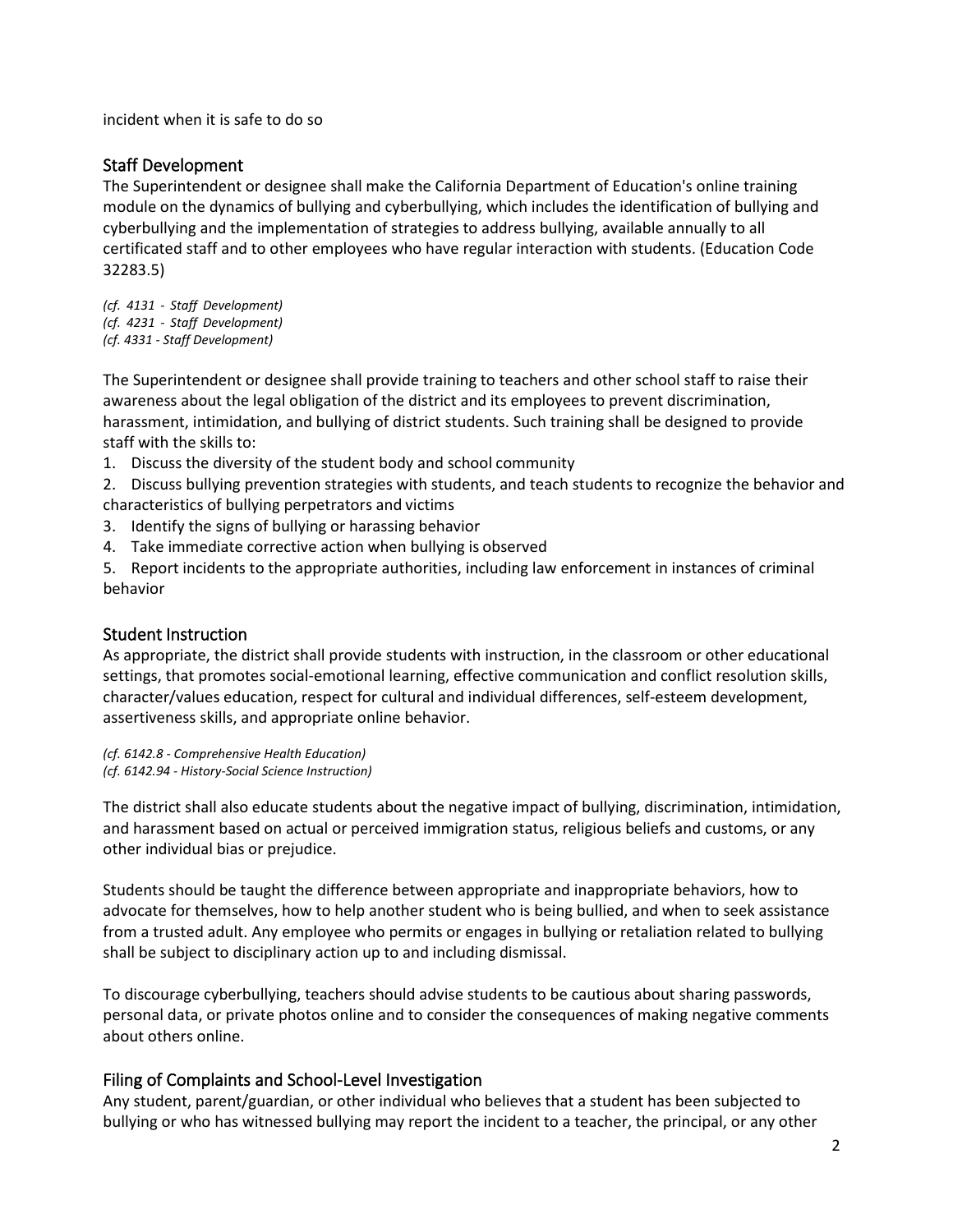incident when it is safe to do so

## Staff Development

The Superintendent or designee shall make the California Department of Education's online training module on the dynamics of bullying and cyberbullying, which includes the identification of bullying and cyberbullying and the implementation of strategies to address bullying, available annually to all certificated staff and to other employees who have regular interaction with students. (Education Code 32283.5)

*(cf. 4131 - Staff Development)*
*(cf. 4231 - Staff Development)*
*(cf. 4331 - Staff Development)*

The Superintendent or designee shall provide training to teachers and other school staff to raise their awareness about the legal obligation of the district and its employees to prevent discrimination, harassment, intimidation, and bullying of district students. Such training shall be designed to provide staff with the skills to:

1. Discuss the diversity of the student body and school community
2. Discuss bullying prevention strategies with students, and teach students to recognize the behavior and characteristics of bullying perpetrators and victims
3. Identify the signs of bullying or harassing behavior
4. Take immediate corrective action when bullying is observed
5. Report incidents to the appropriate authorities, including law enforcement in instances of criminal behavior

## Student Instruction

As appropriate, the district shall provide students with instruction, in the classroom or other educational settings, that promotes social-emotional learning, effective communication and conflict resolution skills, character/values education, respect for cultural and individual differences, self-esteem development, assertiveness skills, and appropriate online behavior.

*(cf. 6142.8 - Comprehensive Health Education)*
*(cf. 6142.94 - History-Social Science Instruction)*

The district shall also educate students about the negative impact of bullying, discrimination, intimidation, and harassment based on actual or perceived immigration status, religious beliefs and customs, or any other individual bias or prejudice.

Students should be taught the difference between appropriate and inappropriate behaviors, how to advocate for themselves, how to help another student who is being bullied, and when to seek assistance from a trusted adult. Any employee who permits or engages in bullying or retaliation related to bullying shall be subject to disciplinary action up to and including dismissal.

To discourage cyberbullying, teachers should advise students to be cautious about sharing passwords, personal data, or private photos online and to consider the consequences of making negative comments about others online.

## Filing of Complaints and School-Level Investigation

Any student, parent/guardian, or other individual who believes that a student has been subjected to bullying or who has witnessed bullying may report the incident to a teacher, the principal, or any other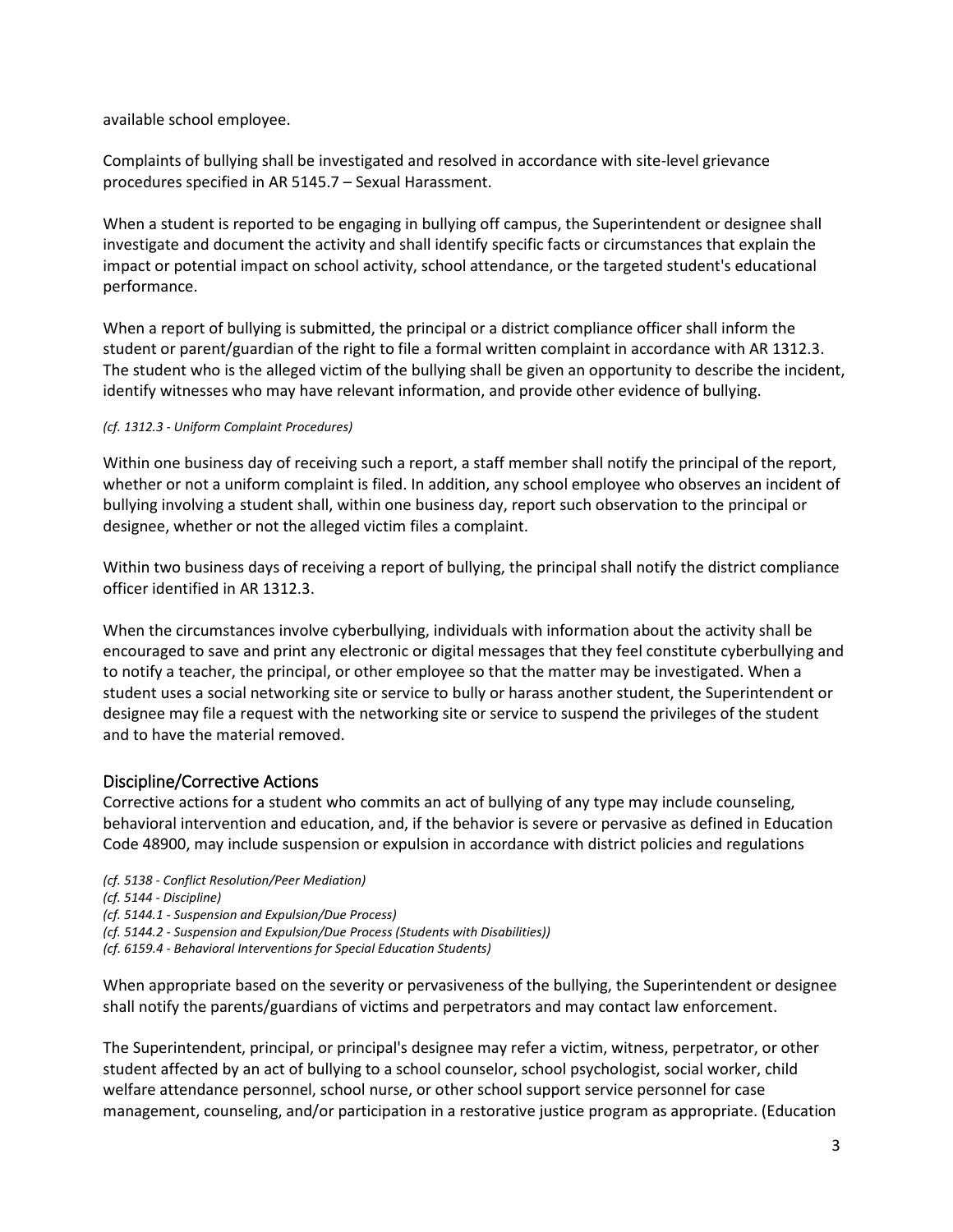available school employee.

Complaints of bullying shall be investigated and resolved in accordance with site-level grievance procedures specified in AR 5145.7 – Sexual Harassment.

When a student is reported to be engaging in bullying off campus, the Superintendent or designee shall investigate and document the activity and shall identify specific facts or circumstances that explain the impact or potential impact on school activity, school attendance, or the targeted student's educational performance.

When a report of bullying is submitted, the principal or a district compliance officer shall inform the student or parent/guardian of the right to file a formal written complaint in accordance with AR 1312.3. The student who is the alleged victim of the bullying shall be given an opportunity to describe the incident, identify witnesses who may have relevant information, and provide other evidence of bullying.

*(cf. 1312.3 - Uniform Complaint Procedures)*

Within one business day of receiving such a report, a staff member shall notify the principal of the report, whether or not a uniform complaint is filed. In addition, any school employee who observes an incident of bullying involving a student shall, within one business day, report such observation to the principal or designee, whether or not the alleged victim files a complaint.

Within two business days of receiving a report of bullying, the principal shall notify the district compliance officer identified in AR 1312.3.

When the circumstances involve cyberbullying, individuals with information about the activity shall be encouraged to save and print any electronic or digital messages that they feel constitute cyberbullying and to notify a teacher, the principal, or other employee so that the matter may be investigated. When a student uses a social networking site or service to bully or harass another student, the Superintendent or designee may file a request with the networking site or service to suspend the privileges of the student and to have the material removed.

## Discipline/Corrective Actions

Corrective actions for a student who commits an act of bullying of any type may include counseling, behavioral intervention and education, and, if the behavior is severe or pervasive as defined in Education Code 48900, may include suspension or expulsion in accordance with district policies and regulations

*(cf. 5138 - Conflict Resolution/Peer Mediation)*
*(cf. 5144 - Discipline)*
*(cf. 5144.1 - Suspension and Expulsion/Due Process)*
*(cf. 5144.2 - Suspension and Expulsion/Due Process (Students with Disabilities))*
*(cf. 6159.4 - Behavioral Interventions for Special Education Students)*

When appropriate based on the severity or pervasiveness of the bullying, the Superintendent or designee shall notify the parents/guardians of victims and perpetrators and may contact law enforcement.

The Superintendent, principal, or principal's designee may refer a victim, witness, perpetrator, or other student affected by an act of bullying to a school counselor, school psychologist, social worker, child welfare attendance personnel, school nurse, or other school support service personnel for case management, counseling, and/or participation in a restorative justice program as appropriate. (Education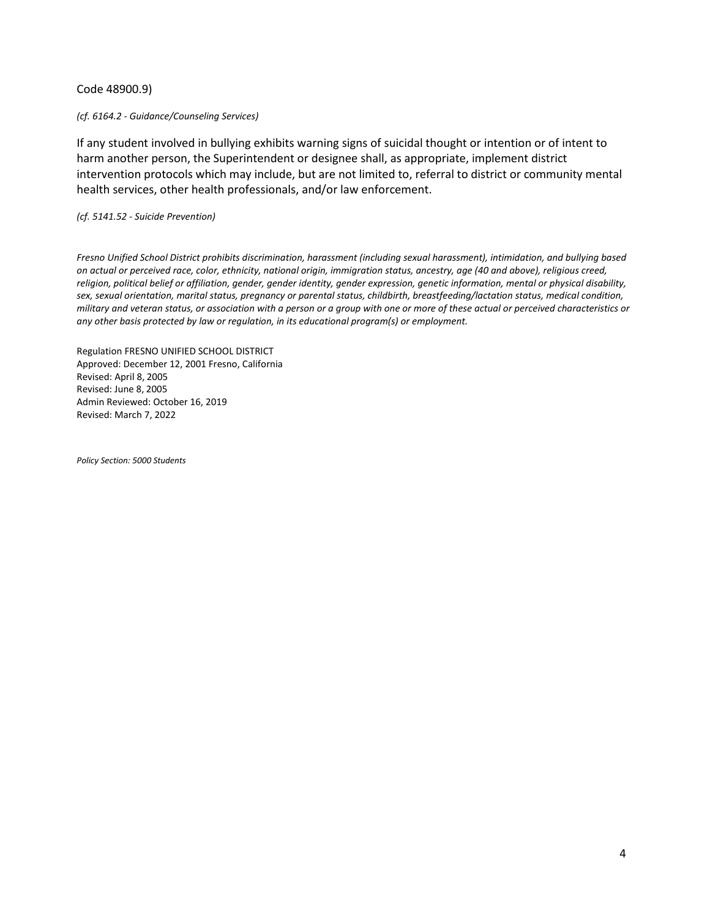Code 48900.9)

*(cf. 6164.2 - Guidance/Counseling Services)*

If any student involved in bullying exhibits warning signs of suicidal thought or intention or of intent to harm another person, the Superintendent or designee shall, as appropriate, implement district intervention protocols which may include, but are not limited to, referral to district or community mental health services, other health professionals, and/or law enforcement.

*(cf. 5141.52 - Suicide Prevention)*

*Fresno Unified School District prohibits discrimination, harassment (including sexual harassment), intimidation, and bullying based on actual or perceived race, color, ethnicity, national origin, immigration status, ancestry, age (40 and above), religious creed, religion, political belief or affiliation, gender, gender identity, gender expression, genetic information, mental or physical disability, sex, sexual orientation, marital status, pregnancy or parental status, childbirth, breastfeeding/lactation status, medical condition, military and veteran status, or association with a person or a group with one or more of these actual or perceived characteristics or any other basis protected by law or regulation, in its educational program(s) or employment.*

Regulation FRESNO UNIFIED SCHOOL DISTRICT
Approved: December 12, 2001 Fresno, California
Revised: April 8, 2005
Revised: June 8, 2005
Admin Reviewed: October 16, 2019
Revised: March 7, 2022

*Policy Section: 5000 Students*